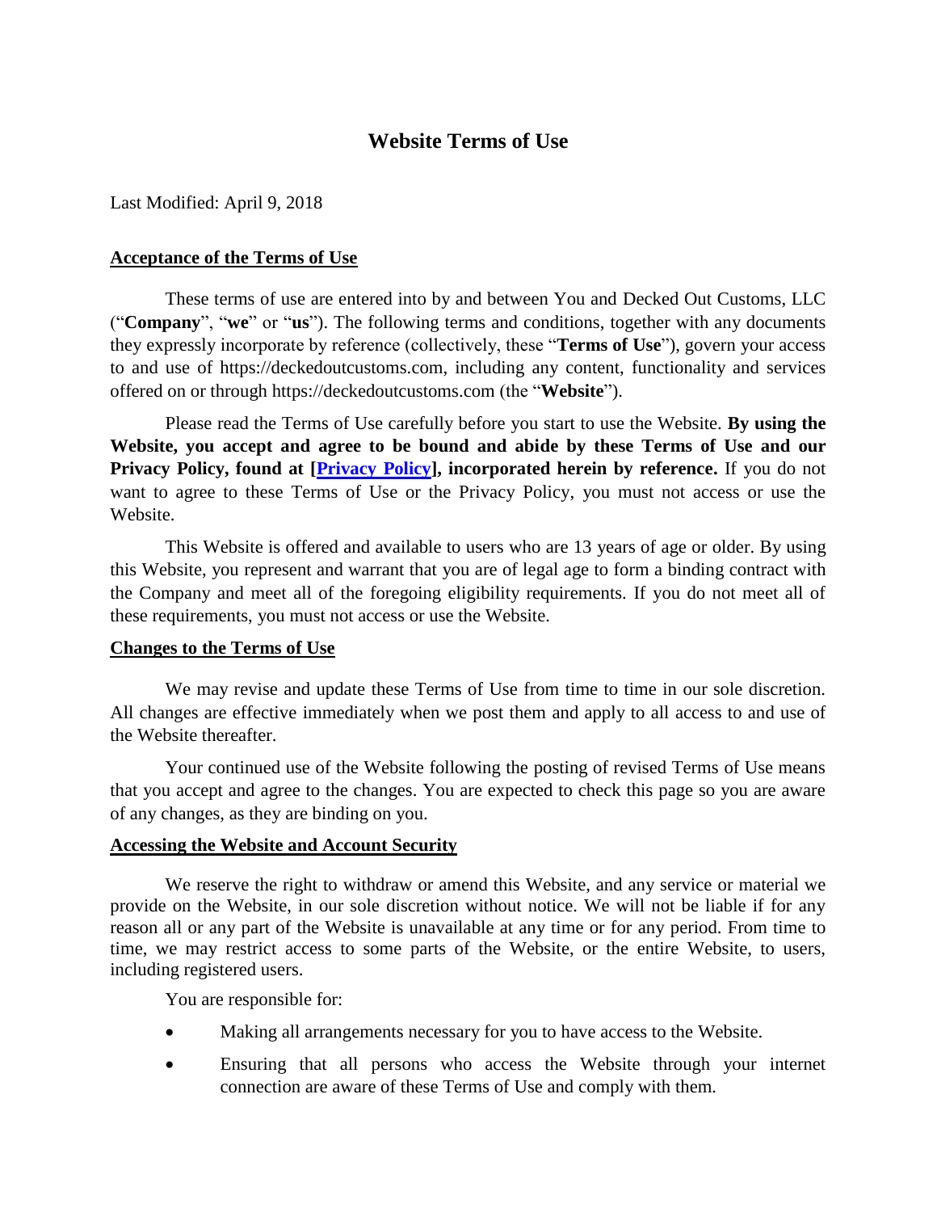# Website Terms of Use

Last Modified: April 9, 2018

**Acceptance of the Terms of Use**

These terms of use are entered into by and between You and Decked Out Customs, LLC ("**Company**", "**we**" or "**us**"). The following terms and conditions, together with any documents they expressly incorporate by reference (collectively, these "**Terms of Use**"), govern your access to and use of https://deckedoutcustoms.com, including any content, functionality and services offered on or through https://deckedoutcustoms.com (the "**Website**").

Please read the Terms of Use carefully before you start to use the Website. **By using the Website, you accept and agree to be bound and abide by these Terms of Use and our Privacy Policy, found at [Privacy Policy], incorporated herein by reference.** If you do not want to agree to these Terms of Use or the Privacy Policy, you must not access or use the Website.

This Website is offered and available to users who are 13 years of age or older. By using this Website, you represent and warrant that you are of legal age to form a binding contract with the Company and meet all of the foregoing eligibility requirements. If you do not meet all of these requirements, you must not access or use the Website.

**Changes to the Terms of Use**

We may revise and update these Terms of Use from time to time in our sole discretion. All changes are effective immediately when we post them and apply to all access to and use of the Website thereafter.

Your continued use of the Website following the posting of revised Terms of Use means that you accept and agree to the changes. You are expected to check this page so you are aware of any changes, as they are binding on you.

**Accessing the Website and Account Security**

We reserve the right to withdraw or amend this Website, and any service or material we provide on the Website, in our sole discretion without notice. We will not be liable if for any reason all or any part of the Website is unavailable at any time or for any period. From time to time, we may restrict access to some parts of the Website, or the entire Website, to users, including registered users.

You are responsible for:

- Making all arrangements necessary for you to have access to the Website.
- Ensuring that all persons who access the Website through your internet connection are aware of these Terms of Use and comply with them.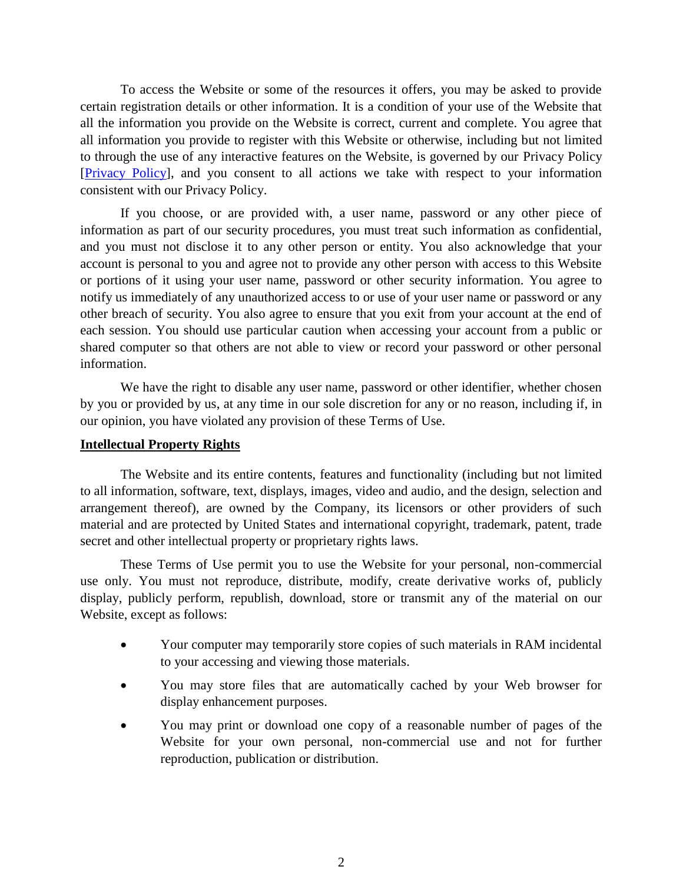To access the Website or some of the resources it offers, you may be asked to provide certain registration details or other information. It is a condition of your use of the Website that all the information you provide on the Website is correct, current and complete. You agree that all information you provide to register with this Website or otherwise, including but not limited to through the use of any interactive features on the Website, is governed by our Privacy Policy [Privacy Policy], and you consent to all actions we take with respect to your information consistent with our Privacy Policy.

If you choose, or are provided with, a user name, password or any other piece of information as part of our security procedures, you must treat such information as confidential, and you must not disclose it to any other person or entity. You also acknowledge that your account is personal to you and agree not to provide any other person with access to this Website or portions of it using your user name, password or other security information. You agree to notify us immediately of any unauthorized access to or use of your user name or password or any other breach of security. You also agree to ensure that you exit from your account at the end of each session. You should use particular caution when accessing your account from a public or shared computer so that others are not able to view or record your password or other personal information.

We have the right to disable any user name, password or other identifier, whether chosen by you or provided by us, at any time in our sole discretion for any or no reason, including if, in our opinion, you have violated any provision of these Terms of Use.

**Intellectual Property Rights**

The Website and its entire contents, features and functionality (including but not limited to all information, software, text, displays, images, video and audio, and the design, selection and arrangement thereof), are owned by the Company, its licensors or other providers of such material and are protected by United States and international copyright, trademark, patent, trade secret and other intellectual property or proprietary rights laws.

These Terms of Use permit you to use the Website for your personal, non-commercial use only. You must not reproduce, distribute, modify, create derivative works of, publicly display, publicly perform, republish, download, store or transmit any of the material on our Website, except as follows:

- Your computer may temporarily store copies of such materials in RAM incidental to your accessing and viewing those materials.
- You may store files that are automatically cached by your Web browser for display enhancement purposes.
- You may print or download one copy of a reasonable number of pages of the Website for your own personal, non-commercial use and not for further reproduction, publication or distribution.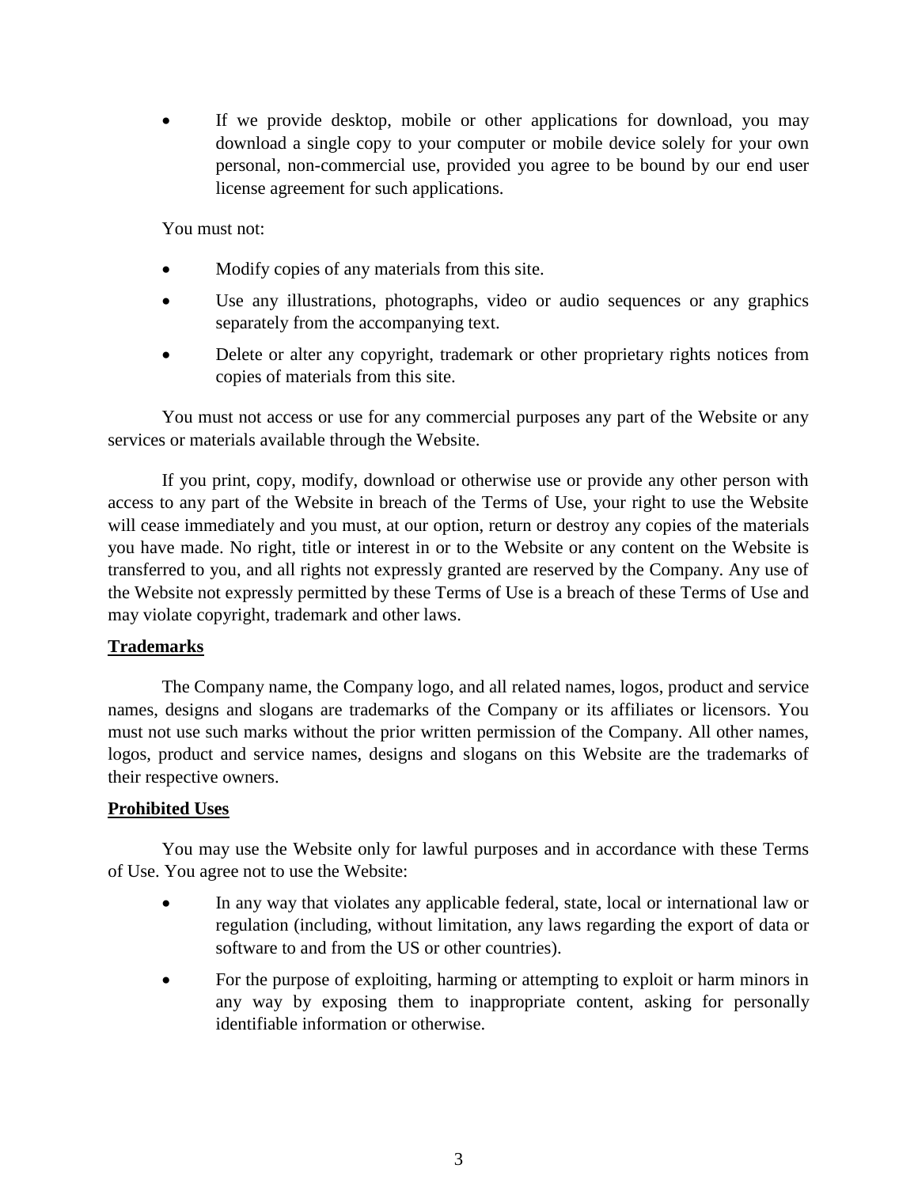- If we provide desktop, mobile or other applications for download, you may download a single copy to your computer or mobile device solely for your own personal, non-commercial use, provided you agree to be bound by our end user license agreement for such applications.

You must not:

- Modify copies of any materials from this site.
- Use any illustrations, photographs, video or audio sequences or any graphics separately from the accompanying text.
- Delete or alter any copyright, trademark or other proprietary rights notices from copies of materials from this site.

You must not access or use for any commercial purposes any part of the Website or any services or materials available through the Website.

If you print, copy, modify, download or otherwise use or provide any other person with access to any part of the Website in breach of the Terms of Use, your right to use the Website will cease immediately and you must, at our option, return or destroy any copies of the materials you have made. No right, title or interest in or to the Website or any content on the Website is transferred to you, and all rights not expressly granted are reserved by the Company. Any use of the Website not expressly permitted by these Terms of Use is a breach of these Terms of Use and may violate copyright, trademark and other laws.

**Trademarks**

The Company name, the Company logo, and all related names, logos, product and service names, designs and slogans are trademarks of the Company or its affiliates or licensors. You must not use such marks without the prior written permission of the Company. All other names, logos, product and service names, designs and slogans on this Website are the trademarks of their respective owners.

**Prohibited Uses**

You may use the Website only for lawful purposes and in accordance with these Terms of Use. You agree not to use the Website:

- In any way that violates any applicable federal, state, local or international law or regulation (including, without limitation, any laws regarding the export of data or software to and from the US or other countries).
- For the purpose of exploiting, harming or attempting to exploit or harm minors in any way by exposing them to inappropriate content, asking for personally identifiable information or otherwise.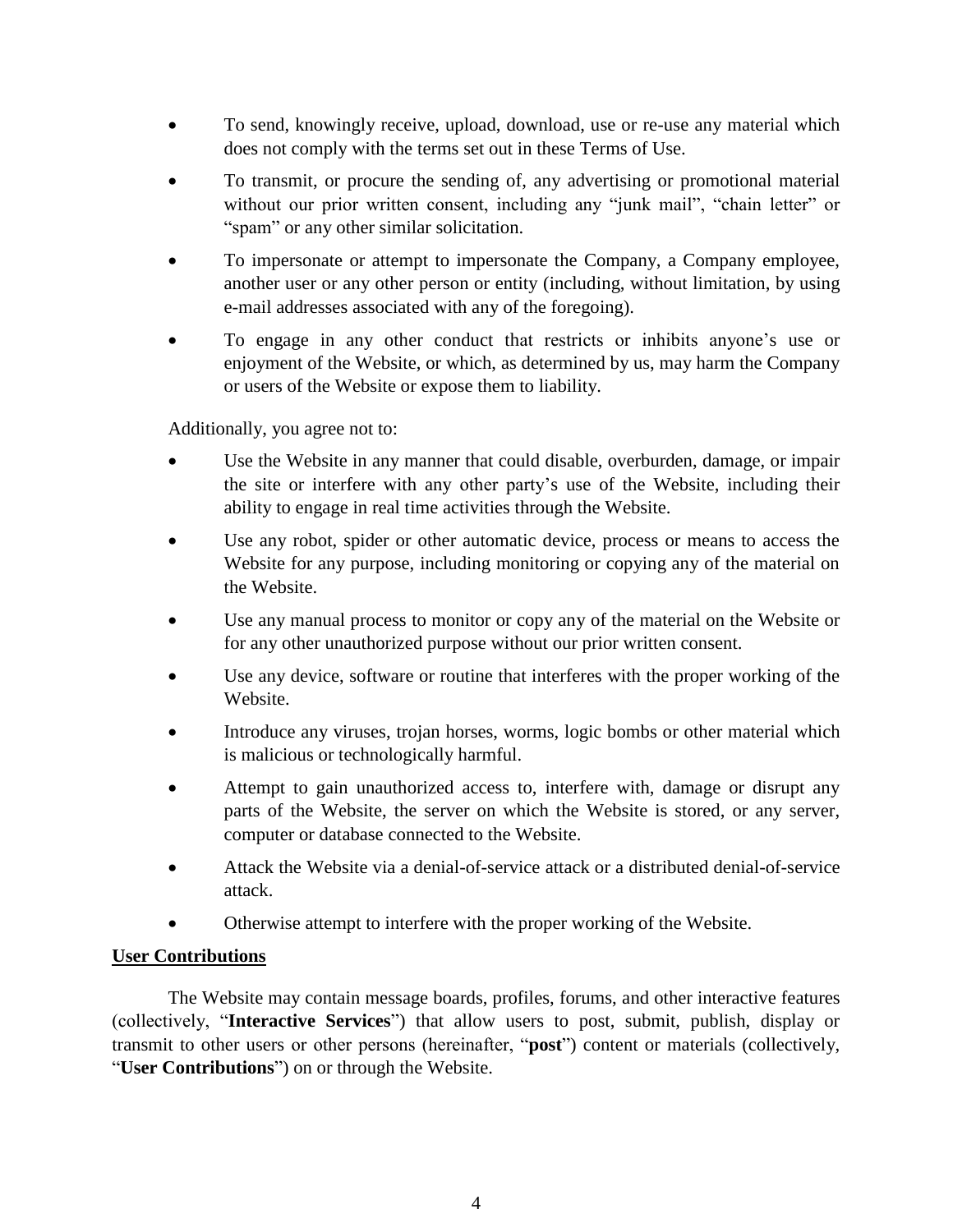- To send, knowingly receive, upload, download, use or re-use any material which does not comply with the terms set out in these Terms of Use.
- To transmit, or procure the sending of, any advertising or promotional material without our prior written consent, including any "junk mail", "chain letter" or "spam" or any other similar solicitation.
- To impersonate or attempt to impersonate the Company, a Company employee, another user or any other person or entity (including, without limitation, by using e-mail addresses associated with any of the foregoing).
- To engage in any other conduct that restricts or inhibits anyone's use or enjoyment of the Website, or which, as determined by us, may harm the Company or users of the Website or expose them to liability.

Additionally, you agree not to:

- Use the Website in any manner that could disable, overburden, damage, or impair the site or interfere with any other party's use of the Website, including their ability to engage in real time activities through the Website.
- Use any robot, spider or other automatic device, process or means to access the Website for any purpose, including monitoring or copying any of the material on the Website.
- Use any manual process to monitor or copy any of the material on the Website or for any other unauthorized purpose without our prior written consent.
- Use any device, software or routine that interferes with the proper working of the Website.
- Introduce any viruses, trojan horses, worms, logic bombs or other material which is malicious or technologically harmful.
- Attempt to gain unauthorized access to, interfere with, damage or disrupt any parts of the Website, the server on which the Website is stored, or any server, computer or database connected to the Website.
- Attack the Website via a denial-of-service attack or a distributed denial-of-service attack.
- Otherwise attempt to interfere with the proper working of the Website.

**User Contributions**

The Website may contain message boards, profiles, forums, and other interactive features (collectively, "**Interactive Services**") that allow users to post, submit, publish, display or transmit to other users or other persons (hereinafter, "**post**") content or materials (collectively, "**User Contributions**") on or through the Website.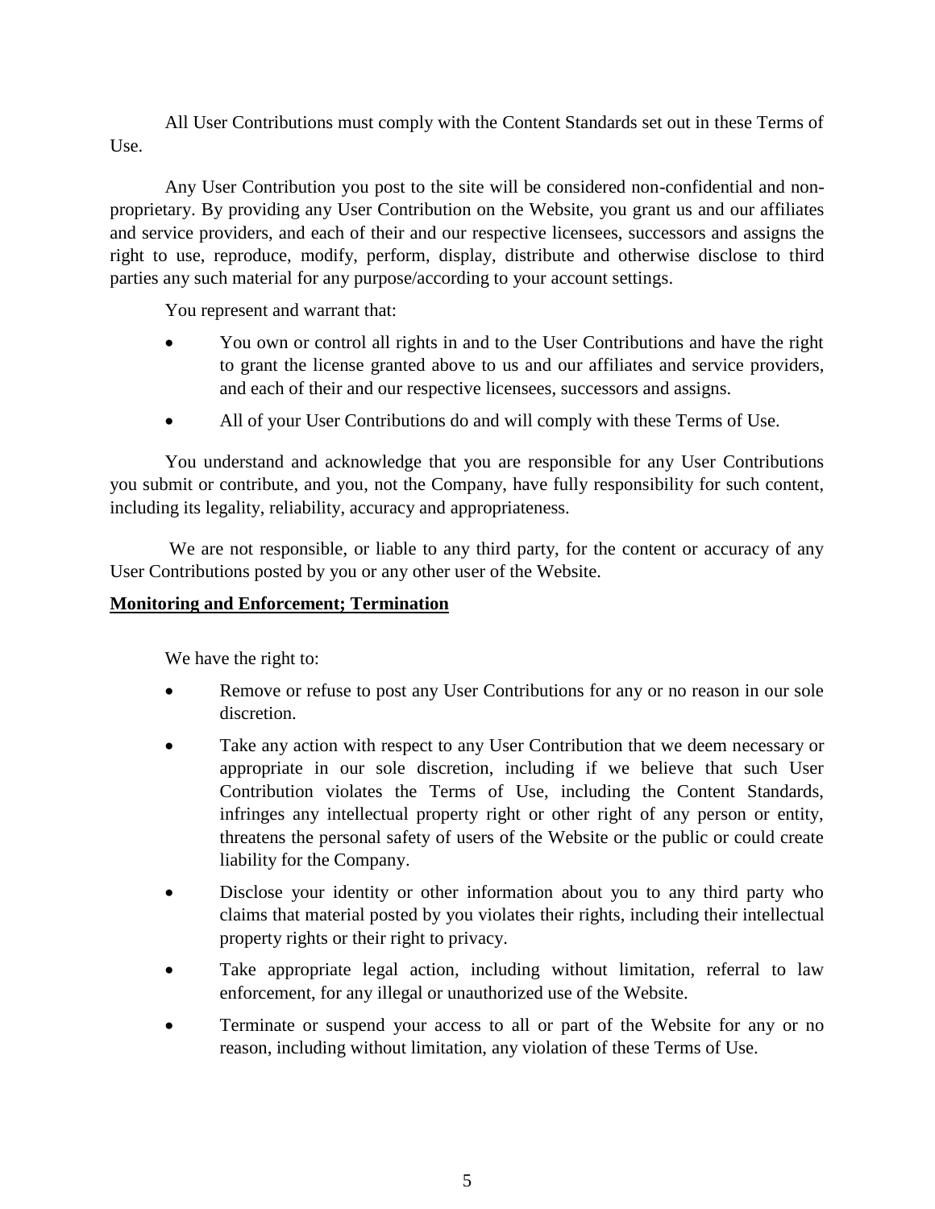All User Contributions must comply with the Content Standards set out in these Terms of Use.

Any User Contribution you post to the site will be considered non-confidential and non-proprietary. By providing any User Contribution on the Website, you grant us and our affiliates and service providers, and each of their and our respective licensees, successors and assigns the right to use, reproduce, modify, perform, display, distribute and otherwise disclose to third parties any such material for any purpose/according to your account settings.

You represent and warrant that:

- You own or control all rights in and to the User Contributions and have the right to grant the license granted above to us and our affiliates and service providers, and each of their and our respective licensees, successors and assigns.
- All of your User Contributions do and will comply with these Terms of Use.

You understand and acknowledge that you are responsible for any User Contributions you submit or contribute, and you, not the Company, have fully responsibility for such content, including its legality, reliability, accuracy and appropriateness.

We are not responsible, or liable to any third party, for the content or accuracy of any User Contributions posted by you or any other user of the Website.

**Monitoring and Enforcement; Termination**

We have the right to:

- Remove or refuse to post any User Contributions for any or no reason in our sole discretion.
- Take any action with respect to any User Contribution that we deem necessary or appropriate in our sole discretion, including if we believe that such User Contribution violates the Terms of Use, including the Content Standards, infringes any intellectual property right or other right of any person or entity, threatens the personal safety of users of the Website or the public or could create liability for the Company.
- Disclose your identity or other information about you to any third party who claims that material posted by you violates their rights, including their intellectual property rights or their right to privacy.
- Take appropriate legal action, including without limitation, referral to law enforcement, for any illegal or unauthorized use of the Website.
- Terminate or suspend your access to all or part of the Website for any or no reason, including without limitation, any violation of these Terms of Use.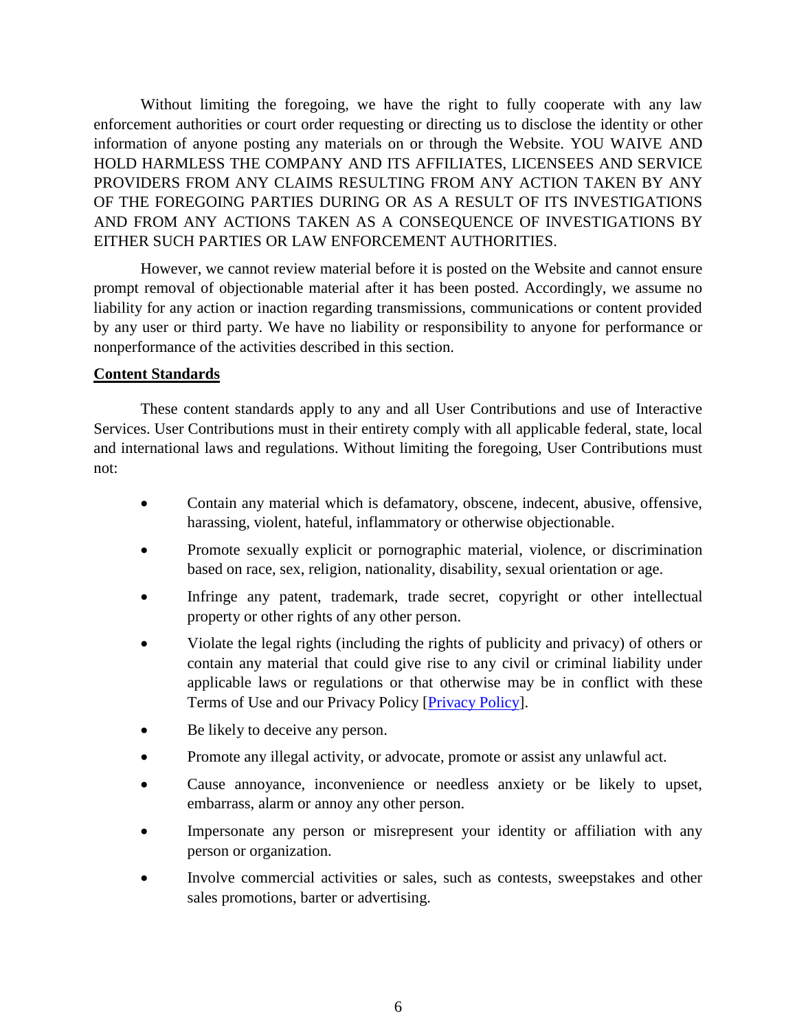Without limiting the foregoing, we have the right to fully cooperate with any law enforcement authorities or court order requesting or directing us to disclose the identity or other information of anyone posting any materials on or through the Website. YOU WAIVE AND HOLD HARMLESS THE COMPANY AND ITS AFFILIATES, LICENSEES AND SERVICE PROVIDERS FROM ANY CLAIMS RESULTING FROM ANY ACTION TAKEN BY ANY OF THE FOREGOING PARTIES DURING OR AS A RESULT OF ITS INVESTIGATIONS AND FROM ANY ACTIONS TAKEN AS A CONSEQUENCE OF INVESTIGATIONS BY EITHER SUCH PARTIES OR LAW ENFORCEMENT AUTHORITIES.

However, we cannot review material before it is posted on the Website and cannot ensure prompt removal of objectionable material after it has been posted. Accordingly, we assume no liability for any action or inaction regarding transmissions, communications or content provided by any user or third party. We have no liability or responsibility to anyone for performance or nonperformance of the activities described in this section.

**Content Standards**

These content standards apply to any and all User Contributions and use of Interactive Services. User Contributions must in their entirety comply with all applicable federal, state, local and international laws and regulations. Without limiting the foregoing, User Contributions must not:

- Contain any material which is defamatory, obscene, indecent, abusive, offensive, harassing, violent, hateful, inflammatory or otherwise objectionable.
- Promote sexually explicit or pornographic material, violence, or discrimination based on race, sex, religion, nationality, disability, sexual orientation or age.
- Infringe any patent, trademark, trade secret, copyright or other intellectual property or other rights of any other person.
- Violate the legal rights (including the rights of publicity and privacy) of others or contain any material that could give rise to any civil or criminal liability under applicable laws or regulations or that otherwise may be in conflict with these Terms of Use and our Privacy Policy [Privacy Policy].
- Be likely to deceive any person.
- Promote any illegal activity, or advocate, promote or assist any unlawful act.
- Cause annoyance, inconvenience or needless anxiety or be likely to upset, embarrass, alarm or annoy any other person.
- Impersonate any person or misrepresent your identity or affiliation with any person or organization.
- Involve commercial activities or sales, such as contests, sweepstakes and other sales promotions, barter or advertising.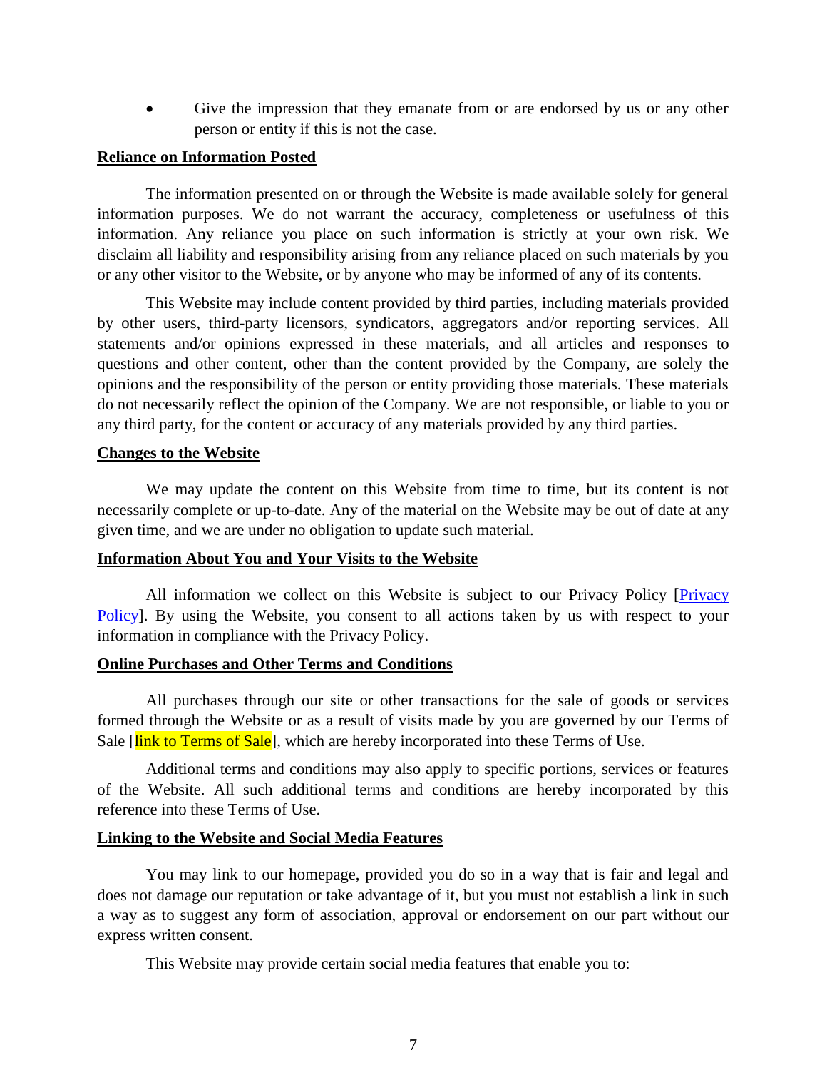- Give the impression that they emanate from or are endorsed by us or any other person or entity if this is not the case.

**Reliance on Information Posted**

The information presented on or through the Website is made available solely for general information purposes. We do not warrant the accuracy, completeness or usefulness of this information. Any reliance you place on such information is strictly at your own risk. We disclaim all liability and responsibility arising from any reliance placed on such materials by you or any other visitor to the Website, or by anyone who may be informed of any of its contents.

This Website may include content provided by third parties, including materials provided by other users, third-party licensors, syndicators, aggregators and/or reporting services. All statements and/or opinions expressed in these materials, and all articles and responses to questions and other content, other than the content provided by the Company, are solely the opinions and the responsibility of the person or entity providing those materials. These materials do not necessarily reflect the opinion of the Company. We are not responsible, or liable to you or any third party, for the content or accuracy of any materials provided by any third parties.

**Changes to the Website**

We may update the content on this Website from time to time, but its content is not necessarily complete or up-to-date. Any of the material on the Website may be out of date at any given time, and we are under no obligation to update such material.

**Information About You and Your Visits to the Website**

All information we collect on this Website is subject to our Privacy Policy [Privacy Policy]. By using the Website, you consent to all actions taken by us with respect to your information in compliance with the Privacy Policy.

**Online Purchases and Other Terms and Conditions**

All purchases through our site or other transactions for the sale of goods or services formed through the Website or as a result of visits made by you are governed by our Terms of Sale [link to Terms of Sale], which are hereby incorporated into these Terms of Use.

Additional terms and conditions may also apply to specific portions, services or features of the Website. All such additional terms and conditions are hereby incorporated by this reference into these Terms of Use.

**Linking to the Website and Social Media Features**

You may link to our homepage, provided you do so in a way that is fair and legal and does not damage our reputation or take advantage of it, but you must not establish a link in such a way as to suggest any form of association, approval or endorsement on our part without our express written consent.

This Website may provide certain social media features that enable you to: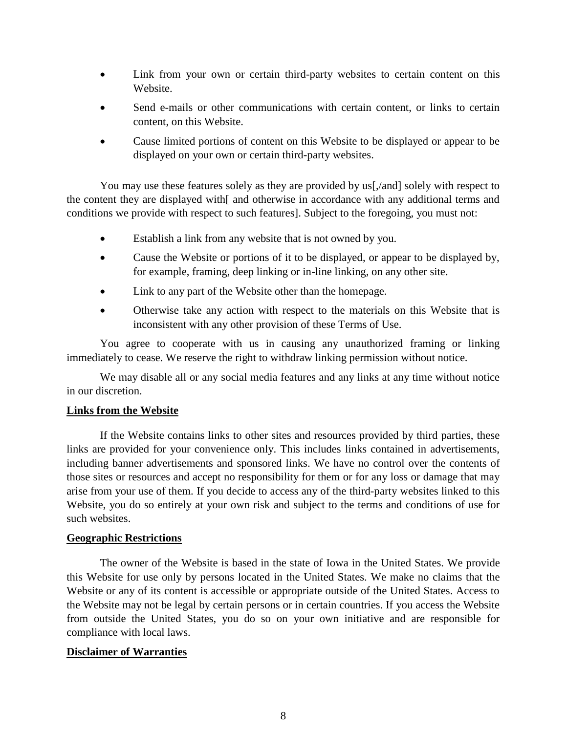- Link from your own or certain third-party websites to certain content on this Website.
- Send e-mails or other communications with certain content, or links to certain content, on this Website.
- Cause limited portions of content on this Website to be displayed or appear to be displayed on your own or certain third-party websites.

You may use these features solely as they are provided by us[,/and] solely with respect to the content they are displayed with[ and otherwise in accordance with any additional terms and conditions we provide with respect to such features]. Subject to the foregoing, you must not:

- Establish a link from any website that is not owned by you.
- Cause the Website or portions of it to be displayed, or appear to be displayed by, for example, framing, deep linking or in-line linking, on any other site.
- Link to any part of the Website other than the homepage.
- Otherwise take any action with respect to the materials on this Website that is inconsistent with any other provision of these Terms of Use.

You agree to cooperate with us in causing any unauthorized framing or linking immediately to cease. We reserve the right to withdraw linking permission without notice.

We may disable all or any social media features and any links at any time without notice in our discretion.

**Links from the Website**

If the Website contains links to other sites and resources provided by third parties, these links are provided for your convenience only. This includes links contained in advertisements, including banner advertisements and sponsored links. We have no control over the contents of those sites or resources and accept no responsibility for them or for any loss or damage that may arise from your use of them. If you decide to access any of the third-party websites linked to this Website, you do so entirely at your own risk and subject to the terms and conditions of use for such websites.

**Geographic Restrictions**

The owner of the Website is based in the state of Iowa in the United States. We provide this Website for use only by persons located in the United States. We make no claims that the Website or any of its content is accessible or appropriate outside of the United States. Access to the Website may not be legal by certain persons or in certain countries. If you access the Website from outside the United States, you do so on your own initiative and are responsible for compliance with local laws.

**Disclaimer of Warranties**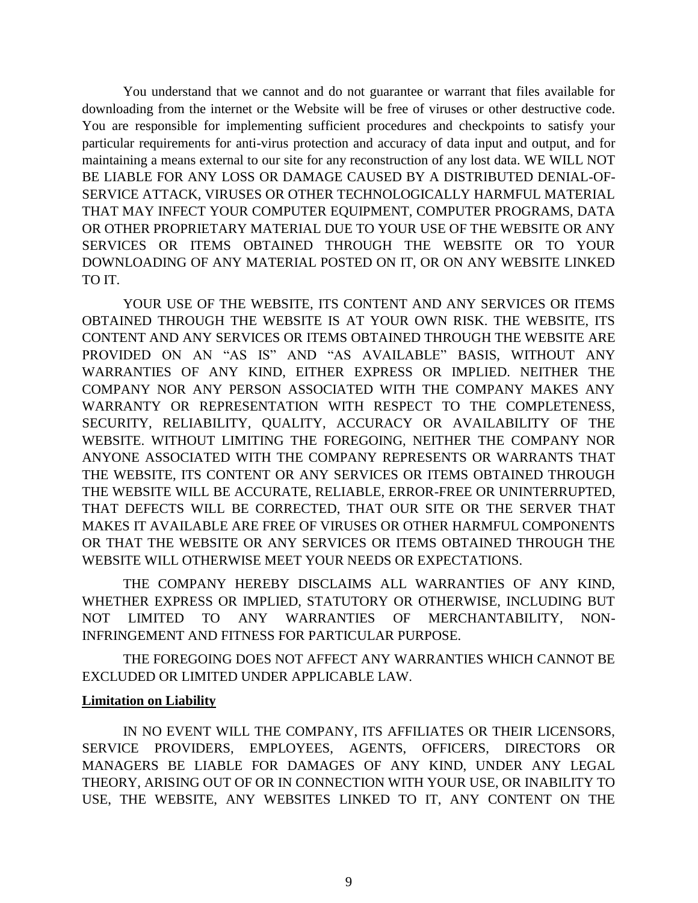You understand that we cannot and do not guarantee or warrant that files available for downloading from the internet or the Website will be free of viruses or other destructive code. You are responsible for implementing sufficient procedures and checkpoints to satisfy your particular requirements for anti-virus protection and accuracy of data input and output, and for maintaining a means external to our site for any reconstruction of any lost data. WE WILL NOT BE LIABLE FOR ANY LOSS OR DAMAGE CAUSED BY A DISTRIBUTED DENIAL-OF-SERVICE ATTACK, VIRUSES OR OTHER TECHNOLOGICALLY HARMFUL MATERIAL THAT MAY INFECT YOUR COMPUTER EQUIPMENT, COMPUTER PROGRAMS, DATA OR OTHER PROPRIETARY MATERIAL DUE TO YOUR USE OF THE WEBSITE OR ANY SERVICES OR ITEMS OBTAINED THROUGH THE WEBSITE OR TO YOUR DOWNLOADING OF ANY MATERIAL POSTED ON IT, OR ON ANY WEBSITE LINKED TO IT.

YOUR USE OF THE WEBSITE, ITS CONTENT AND ANY SERVICES OR ITEMS OBTAINED THROUGH THE WEBSITE IS AT YOUR OWN RISK. THE WEBSITE, ITS CONTENT AND ANY SERVICES OR ITEMS OBTAINED THROUGH THE WEBSITE ARE PROVIDED ON AN "AS IS" AND "AS AVAILABLE" BASIS, WITHOUT ANY WARRANTIES OF ANY KIND, EITHER EXPRESS OR IMPLIED. NEITHER THE COMPANY NOR ANY PERSON ASSOCIATED WITH THE COMPANY MAKES ANY WARRANTY OR REPRESENTATION WITH RESPECT TO THE COMPLETENESS, SECURITY, RELIABILITY, QUALITY, ACCURACY OR AVAILABILITY OF THE WEBSITE. WITHOUT LIMITING THE FOREGOING, NEITHER THE COMPANY NOR ANYONE ASSOCIATED WITH THE COMPANY REPRESENTS OR WARRANTS THAT THE WEBSITE, ITS CONTENT OR ANY SERVICES OR ITEMS OBTAINED THROUGH THE WEBSITE WILL BE ACCURATE, RELIABLE, ERROR-FREE OR UNINTERRUPTED, THAT DEFECTS WILL BE CORRECTED, THAT OUR SITE OR THE SERVER THAT MAKES IT AVAILABLE ARE FREE OF VIRUSES OR OTHER HARMFUL COMPONENTS OR THAT THE WEBSITE OR ANY SERVICES OR ITEMS OBTAINED THROUGH THE WEBSITE WILL OTHERWISE MEET YOUR NEEDS OR EXPECTATIONS.

THE COMPANY HEREBY DISCLAIMS ALL WARRANTIES OF ANY KIND, WHETHER EXPRESS OR IMPLIED, STATUTORY OR OTHERWISE, INCLUDING BUT NOT LIMITED TO ANY WARRANTIES OF MERCHANTABILITY, NON-INFRINGEMENT AND FITNESS FOR PARTICULAR PURPOSE.

THE FOREGOING DOES NOT AFFECT ANY WARRANTIES WHICH CANNOT BE EXCLUDED OR LIMITED UNDER APPLICABLE LAW.

**Limitation on Liability**

IN NO EVENT WILL THE COMPANY, ITS AFFILIATES OR THEIR LICENSORS, SERVICE PROVIDERS, EMPLOYEES, AGENTS, OFFICERS, DIRECTORS OR MANAGERS BE LIABLE FOR DAMAGES OF ANY KIND, UNDER ANY LEGAL THEORY, ARISING OUT OF OR IN CONNECTION WITH YOUR USE, OR INABILITY TO USE, THE WEBSITE, ANY WEBSITES LINKED TO IT, ANY CONTENT ON THE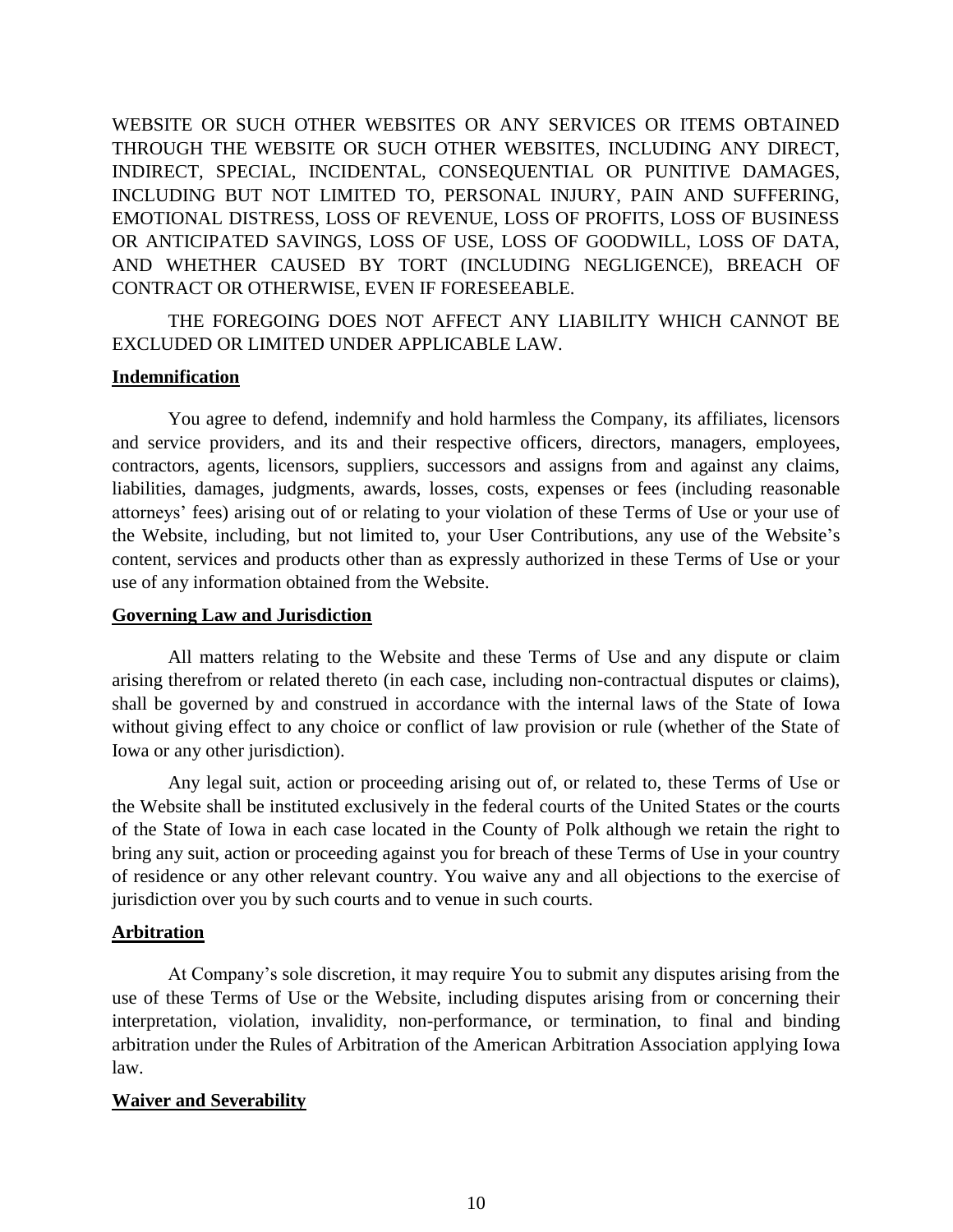WEBSITE OR SUCH OTHER WEBSITES OR ANY SERVICES OR ITEMS OBTAINED THROUGH THE WEBSITE OR SUCH OTHER WEBSITES, INCLUDING ANY DIRECT, INDIRECT, SPECIAL, INCIDENTAL, CONSEQUENTIAL OR PUNITIVE DAMAGES, INCLUDING BUT NOT LIMITED TO, PERSONAL INJURY, PAIN AND SUFFERING, EMOTIONAL DISTRESS, LOSS OF REVENUE, LOSS OF PROFITS, LOSS OF BUSINESS OR ANTICIPATED SAVINGS, LOSS OF USE, LOSS OF GOODWILL, LOSS OF DATA, AND WHETHER CAUSED BY TORT (INCLUDING NEGLIGENCE), BREACH OF CONTRACT OR OTHERWISE, EVEN IF FORESEEABLE.

THE FOREGOING DOES NOT AFFECT ANY LIABILITY WHICH CANNOT BE EXCLUDED OR LIMITED UNDER APPLICABLE LAW.

**Indemnification**

You agree to defend, indemnify and hold harmless the Company, its affiliates, licensors and service providers, and its and their respective officers, directors, managers, employees, contractors, agents, licensors, suppliers, successors and assigns from and against any claims, liabilities, damages, judgments, awards, losses, costs, expenses or fees (including reasonable attorneys' fees) arising out of or relating to your violation of these Terms of Use or your use of the Website, including, but not limited to, your User Contributions, any use of the Website's content, services and products other than as expressly authorized in these Terms of Use or your use of any information obtained from the Website.

**Governing Law and Jurisdiction**

All matters relating to the Website and these Terms of Use and any dispute or claim arising therefrom or related thereto (in each case, including non-contractual disputes or claims), shall be governed by and construed in accordance with the internal laws of the State of Iowa without giving effect to any choice or conflict of law provision or rule (whether of the State of Iowa or any other jurisdiction).

Any legal suit, action or proceeding arising out of, or related to, these Terms of Use or the Website shall be instituted exclusively in the federal courts of the United States or the courts of the State of Iowa in each case located in the County of Polk although we retain the right to bring any suit, action or proceeding against you for breach of these Terms of Use in your country of residence or any other relevant country. You waive any and all objections to the exercise of jurisdiction over you by such courts and to venue in such courts.

**Arbitration**

At Company's sole discretion, it may require You to submit any disputes arising from the use of these Terms of Use or the Website, including disputes arising from or concerning their interpretation, violation, invalidity, non-performance, or termination, to final and binding arbitration under the Rules of Arbitration of the American Arbitration Association applying Iowa law.

**Waiver and Severability**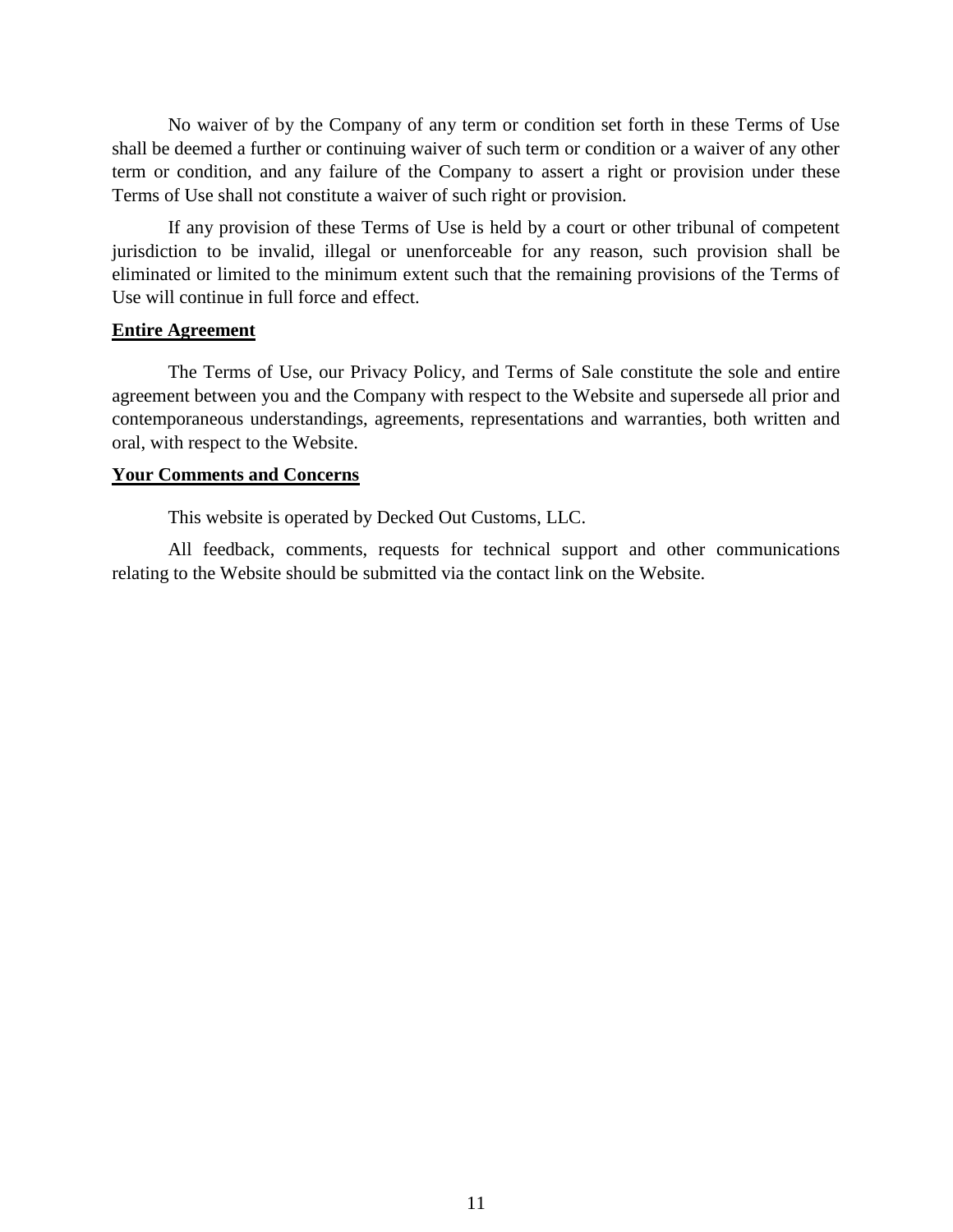No waiver of by the Company of any term or condition set forth in these Terms of Use shall be deemed a further or continuing waiver of such term or condition or a waiver of any other term or condition, and any failure of the Company to assert a right or provision under these Terms of Use shall not constitute a waiver of such right or provision.

If any provision of these Terms of Use is held by a court or other tribunal of competent jurisdiction to be invalid, illegal or unenforceable for any reason, such provision shall be eliminated or limited to the minimum extent such that the remaining provisions of the Terms of Use will continue in full force and effect.

**Entire Agreement**

The Terms of Use, our Privacy Policy, and Terms of Sale constitute the sole and entire agreement between you and the Company with respect to the Website and supersede all prior and contemporaneous understandings, agreements, representations and warranties, both written and oral, with respect to the Website.

**Your Comments and Concerns**

This website is operated by Decked Out Customs, LLC.

All feedback, comments, requests for technical support and other communications relating to the Website should be submitted via the contact link on the Website.